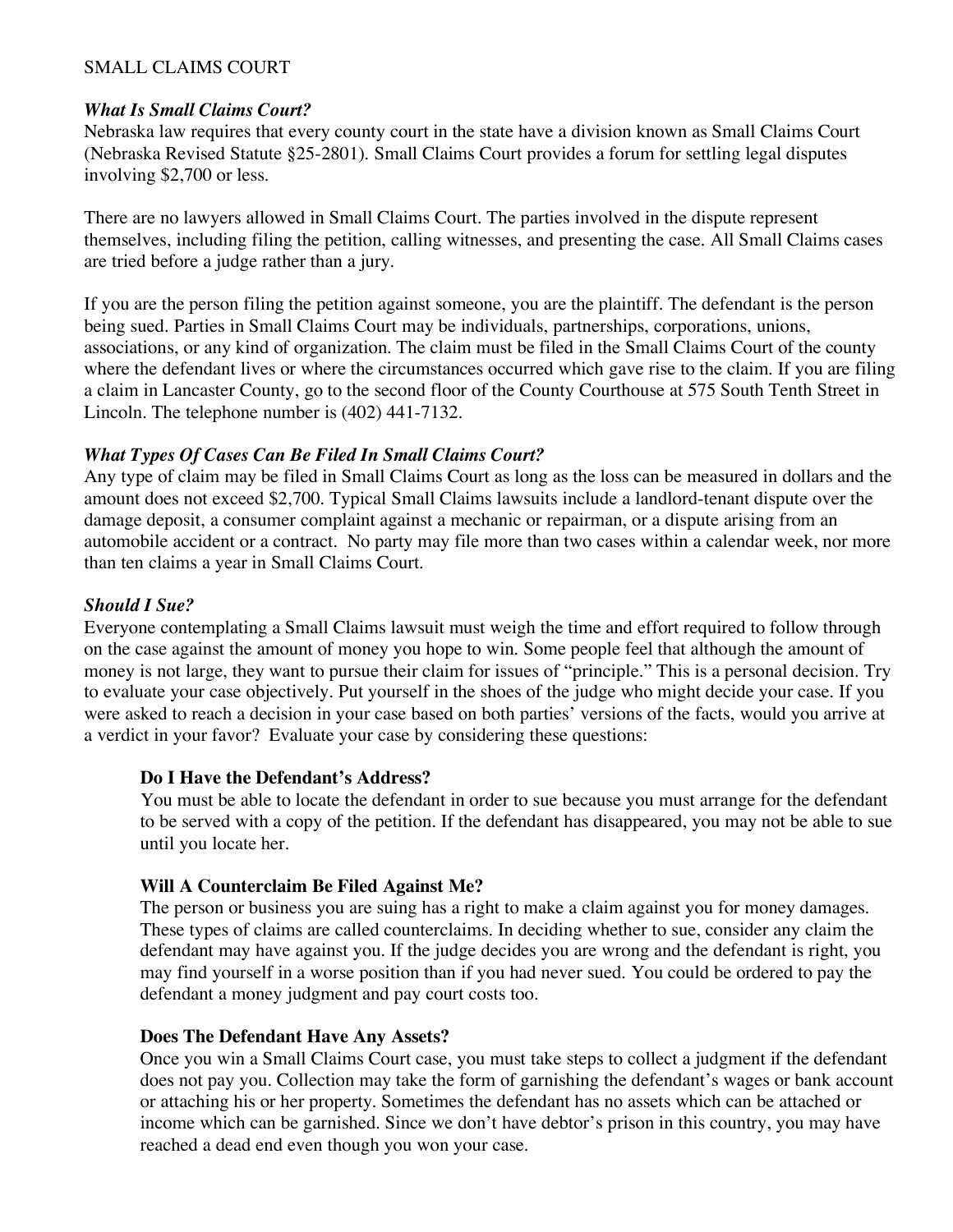# SMALL CLAIMS COURT

## *What Is Small Claims Court?*

Nebraska law requires that every county court in the state have a division known as Small Claims Court (Nebraska Revised Statute §25-2801). Small Claims Court provides a forum for settling legal disputes involving $2,700 or less.

There are no lawyers allowed in Small Claims Court. The parties involved in the dispute represent themselves, including filing the petition, calling witnesses, and presenting the case. All Small Claims cases are tried before a judge rather than a jury.

If you are the person filing the petition against someone, you are the plaintiff. The defendant is the person being sued. Parties in Small Claims Court may be individuals, partnerships, corporations, unions, associations, or any kind of organization. The claim must be filed in the Small Claims Court of the county where the defendant lives or where the circumstances occurred which gave rise to the claim. If you are filing a claim in Lancaster County, go to the second floor of the County Courthouse at 575 South Tenth Street in Lincoln. The telephone number is (402) 441-7132.

## *What Types Of Cases Can Be Filed In Small Claims Court?*

Any type of claim may be filed in Small Claims Court as long as the loss can be measured in dollars and the amount does not exceed $2,700. Typical Small Claims lawsuits include a landlord-tenant dispute over the damage deposit, a consumer complaint against a mechanic or repairman, or a dispute arising from an automobile accident or a contract. No party may file more than two cases within a calendar week, nor more than ten claims a year in Small Claims Court.

## *Should I Sue?*

Everyone contemplating a Small Claims lawsuit must weigh the time and effort required to follow through on the case against the amount of money you hope to win. Some people feel that although the amount of money is not large, they want to pursue their claim for issues of "principle." This is a personal decision. Try to evaluate your case objectively. Put yourself in the shoes of the judge who might decide your case. If you were asked to reach a decision in your case based on both parties' versions of the facts, would you arrive at a verdict in your favor? Evaluate your case by considering these questions:

### Do I Have the Defendant's Address?

You must be able to locate the defendant in order to sue because you must arrange for the defendant to be served with a copy of the petition. If the defendant has disappeared, you may not be able to sue until you locate her.

### Will A Counterclaim Be Filed Against Me?

The person or business you are suing has a right to make a claim against you for money damages. These types of claims are called counterclaims. In deciding whether to sue, consider any claim the defendant may have against you. If the judge decides you are wrong and the defendant is right, you may find yourself in a worse position than if you had never sued. You could be ordered to pay the defendant a money judgment and pay court costs too.

### Does The Defendant Have Any Assets?

Once you win a Small Claims Court case, you must take steps to collect a judgment if the defendant does not pay you. Collection may take the form of garnishing the defendant's wages or bank account or attaching his or her property. Sometimes the defendant has no assets which can be attached or income which can be garnished. Since we don't have debtor's prison in this country, you may have reached a dead end even though you won your case.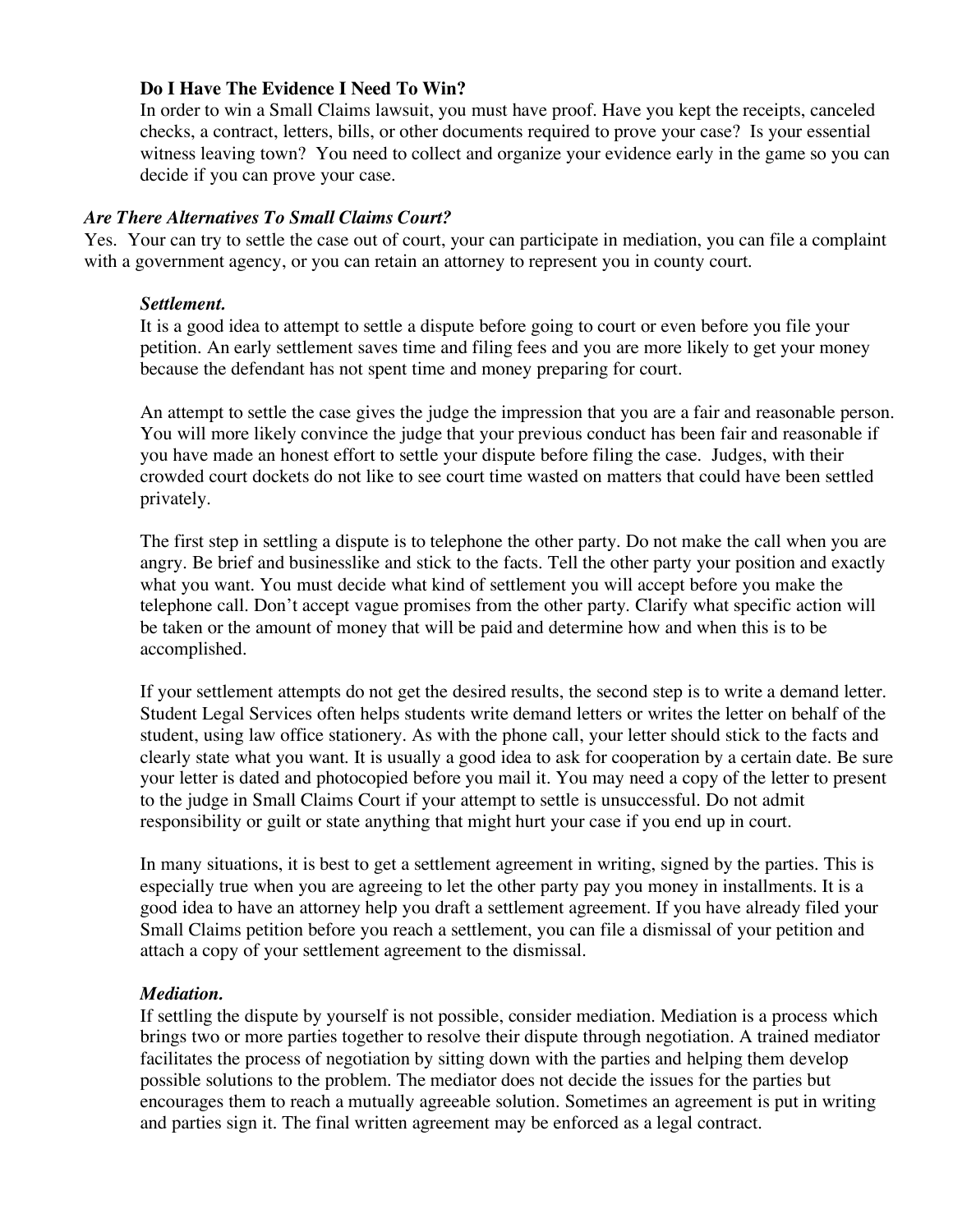**Do I Have The Evidence I Need To Win?**

In order to win a Small Claims lawsuit, you must have proof. Have you kept the receipts, canceled checks, a contract, letters, bills, or other documents required to prove your case? Is your essential witness leaving town? You need to collect and organize your evidence early in the game so you can decide if you can prove your case.

***Are There Alternatives To Small Claims Court?***

Yes. Your can try to settle the case out of court, your can participate in mediation, you can file a complaint with a government agency, or you can retain an attorney to represent you in county court.

***Settlement.***

It is a good idea to attempt to settle a dispute before going to court or even before you file your petition. An early settlement saves time and filing fees and you are more likely to get your money because the defendant has not spent time and money preparing for court.

An attempt to settle the case gives the judge the impression that you are a fair and reasonable person. You will more likely convince the judge that your previous conduct has been fair and reasonable if you have made an honest effort to settle your dispute before filing the case. Judges, with their crowded court dockets do not like to see court time wasted on matters that could have been settled privately.

The first step in settling a dispute is to telephone the other party. Do not make the call when you are angry. Be brief and businesslike and stick to the facts. Tell the other party your position and exactly what you want. You must decide what kind of settlement you will accept before you make the telephone call. Don't accept vague promises from the other party. Clarify what specific action will be taken or the amount of money that will be paid and determine how and when this is to be accomplished.

If your settlement attempts do not get the desired results, the second step is to write a demand letter. Student Legal Services often helps students write demand letters or writes the letter on behalf of the student, using law office stationery. As with the phone call, your letter should stick to the facts and clearly state what you want. It is usually a good idea to ask for cooperation by a certain date. Be sure your letter is dated and photocopied before you mail it. You may need a copy of the letter to present to the judge in Small Claims Court if your attempt to settle is unsuccessful. Do not admit responsibility or guilt or state anything that might hurt your case if you end up in court.

In many situations, it is best to get a settlement agreement in writing, signed by the parties. This is especially true when you are agreeing to let the other party pay you money in installments. It is a good idea to have an attorney help you draft a settlement agreement. If you have already filed your Small Claims petition before you reach a settlement, you can file a dismissal of your petition and attach a copy of your settlement agreement to the dismissal.

***Mediation.***

If settling the dispute by yourself is not possible, consider mediation. Mediation is a process which brings two or more parties together to resolve their dispute through negotiation. A trained mediator facilitates the process of negotiation by sitting down with the parties and helping them develop possible solutions to the problem. The mediator does not decide the issues for the parties but encourages them to reach a mutually agreeable solution. Sometimes an agreement is put in writing and parties sign it. The final written agreement may be enforced as a legal contract.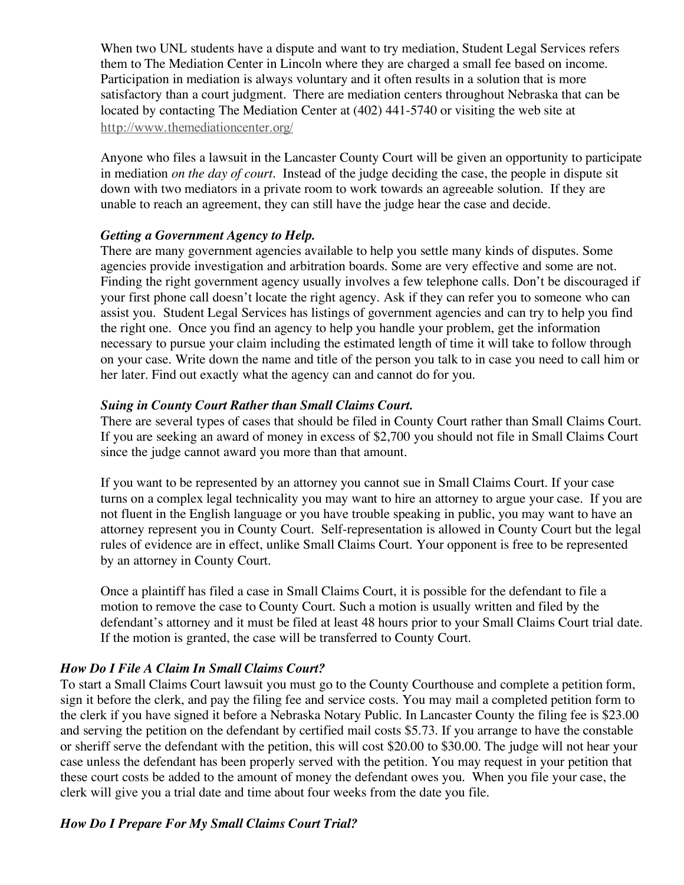When two UNL students have a dispute and want to try mediation, Student Legal Services refers them to The Mediation Center in Lincoln where they are charged a small fee based on income. Participation in mediation is always voluntary and it often results in a solution that is more satisfactory than a court judgment. There are mediation centers throughout Nebraska that can be located by contacting The Mediation Center at (402) 441-5740 or visiting the web site at http://www.themediationcenter.org/

Anyone who files a lawsuit in the Lancaster County Court will be given an opportunity to participate in mediation *on the day of court*. Instead of the judge deciding the case, the people in dispute sit down with two mediators in a private room to work towards an agreeable solution. If they are unable to reach an agreement, they can still have the judge hear the case and decide.

***Getting a Government Agency to Help.***

There are many government agencies available to help you settle many kinds of disputes. Some agencies provide investigation and arbitration boards. Some are very effective and some are not. Finding the right government agency usually involves a few telephone calls. Don't be discouraged if your first phone call doesn't locate the right agency. Ask if they can refer you to someone who can assist you. Student Legal Services has listings of government agencies and can try to help you find the right one. Once you find an agency to help you handle your problem, get the information necessary to pursue your claim including the estimated length of time it will take to follow through on your case. Write down the name and title of the person you talk to in case you need to call him or her later. Find out exactly what the agency can and cannot do for you.

***Suing in County Court Rather than Small Claims Court.***

There are several types of cases that should be filed in County Court rather than Small Claims Court. If you are seeking an award of money in excess of $2,700 you should not file in Small Claims Court since the judge cannot award you more than that amount.

If you want to be represented by an attorney you cannot sue in Small Claims Court. If your case turns on a complex legal technicality you may want to hire an attorney to argue your case. If you are not fluent in the English language or you have trouble speaking in public, you may want to have an attorney represent you in County Court. Self-representation is allowed in County Court but the legal rules of evidence are in effect, unlike Small Claims Court. Your opponent is free to be represented by an attorney in County Court.

Once a plaintiff has filed a case in Small Claims Court, it is possible for the defendant to file a motion to remove the case to County Court. Such a motion is usually written and filed by the defendant's attorney and it must be filed at least 48 hours prior to your Small Claims Court trial date. If the motion is granted, the case will be transferred to County Court.

## *How Do I File A Claim In Small Claims Court?*

To start a Small Claims Court lawsuit you must go to the County Courthouse and complete a petition form, sign it before the clerk, and pay the filing fee and service costs. You may mail a completed petition form to the clerk if you have signed it before a Nebraska Notary Public. In Lancaster County the filing fee is $23.00 and serving the petition on the defendant by certified mail costs $5.73. If you arrange to have the constable or sheriff serve the defendant with the petition, this will cost $20.00 to $30.00. The judge will not hear your case unless the defendant has been properly served with the petition. You may request in your petition that these court costs be added to the amount of money the defendant owes you. When you file your case, the clerk will give you a trial date and time about four weeks from the date you file.

## *How Do I Prepare For My Small Claims Court Trial?*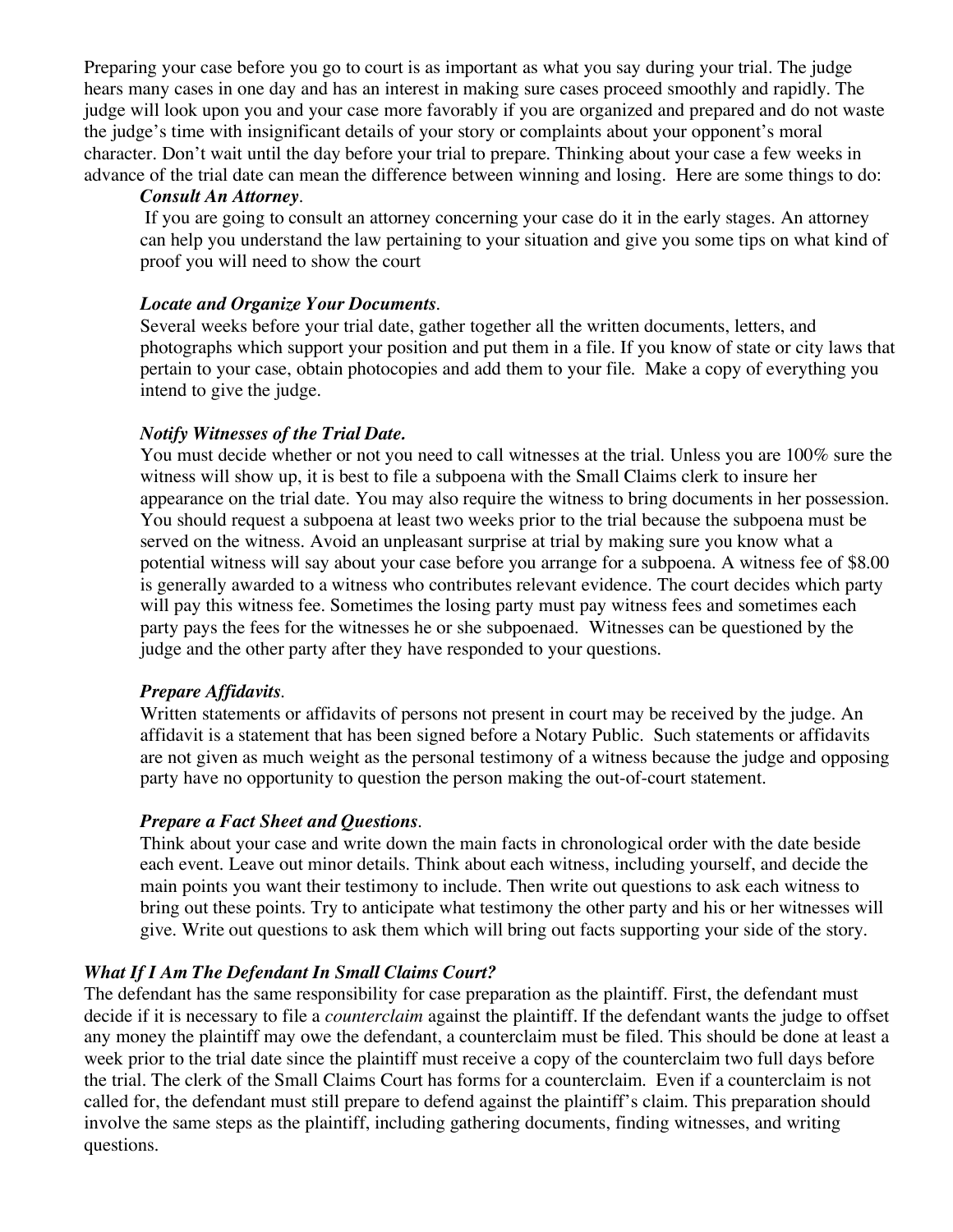Preparing your case before you go to court is as important as what you say during your trial. The judge hears many cases in one day and has an interest in making sure cases proceed smoothly and rapidly. The judge will look upon you and your case more favorably if you are organized and prepared and do not waste the judge's time with insignificant details of your story or complaints about your opponent's moral character. Don't wait until the day before your trial to prepare. Thinking about your case a few weeks in advance of the trial date can mean the difference between winning and losing. Here are some things to do:

***Consult An Attorney***.

If you are going to consult an attorney concerning your case do it in the early stages. An attorney can help you understand the law pertaining to your situation and give you some tips on what kind of proof you will need to show the court

***Locate and Organize Your Documents***.

Several weeks before your trial date, gather together all the written documents, letters, and photographs which support your position and put them in a file. If you know of state or city laws that pertain to your case, obtain photocopies and add them to your file. Make a copy of everything you intend to give the judge.

***Notify Witnesses of the Trial Date.***

You must decide whether or not you need to call witnesses at the trial. Unless you are 100% sure the witness will show up, it is best to file a subpoena with the Small Claims clerk to insure her appearance on the trial date. You may also require the witness to bring documents in her possession. You should request a subpoena at least two weeks prior to the trial because the subpoena must be served on the witness. Avoid an unpleasant surprise at trial by making sure you know what a potential witness will say about your case before you arrange for a subpoena. A witness fee of $8.00 is generally awarded to a witness who contributes relevant evidence. The court decides which party will pay this witness fee. Sometimes the losing party must pay witness fees and sometimes each party pays the fees for the witnesses he or she subpoenaed. Witnesses can be questioned by the judge and the other party after they have responded to your questions.

***Prepare Affidavits***.

Written statements or affidavits of persons not present in court may be received by the judge. An affidavit is a statement that has been signed before a Notary Public. Such statements or affidavits are not given as much weight as the personal testimony of a witness because the judge and opposing party have no opportunity to question the person making the out-of-court statement.

***Prepare a Fact Sheet and Questions***.

Think about your case and write down the main facts in chronological order with the date beside each event. Leave out minor details. Think about each witness, including yourself, and decide the main points you want their testimony to include. Then write out questions to ask each witness to bring out these points. Try to anticipate what testimony the other party and his or her witnesses will give. Write out questions to ask them which will bring out facts supporting your side of the story.

***What If I Am The Defendant In Small Claims Court?***

The defendant has the same responsibility for case preparation as the plaintiff. First, the defendant must decide if it is necessary to file a *counterclaim* against the plaintiff. If the defendant wants the judge to offset any money the plaintiff may owe the defendant, a counterclaim must be filed. This should be done at least a week prior to the trial date since the plaintiff must receive a copy of the counterclaim two full days before the trial. The clerk of the Small Claims Court has forms for a counterclaim. Even if a counterclaim is not called for, the defendant must still prepare to defend against the plaintiff's claim. This preparation should involve the same steps as the plaintiff, including gathering documents, finding witnesses, and writing questions.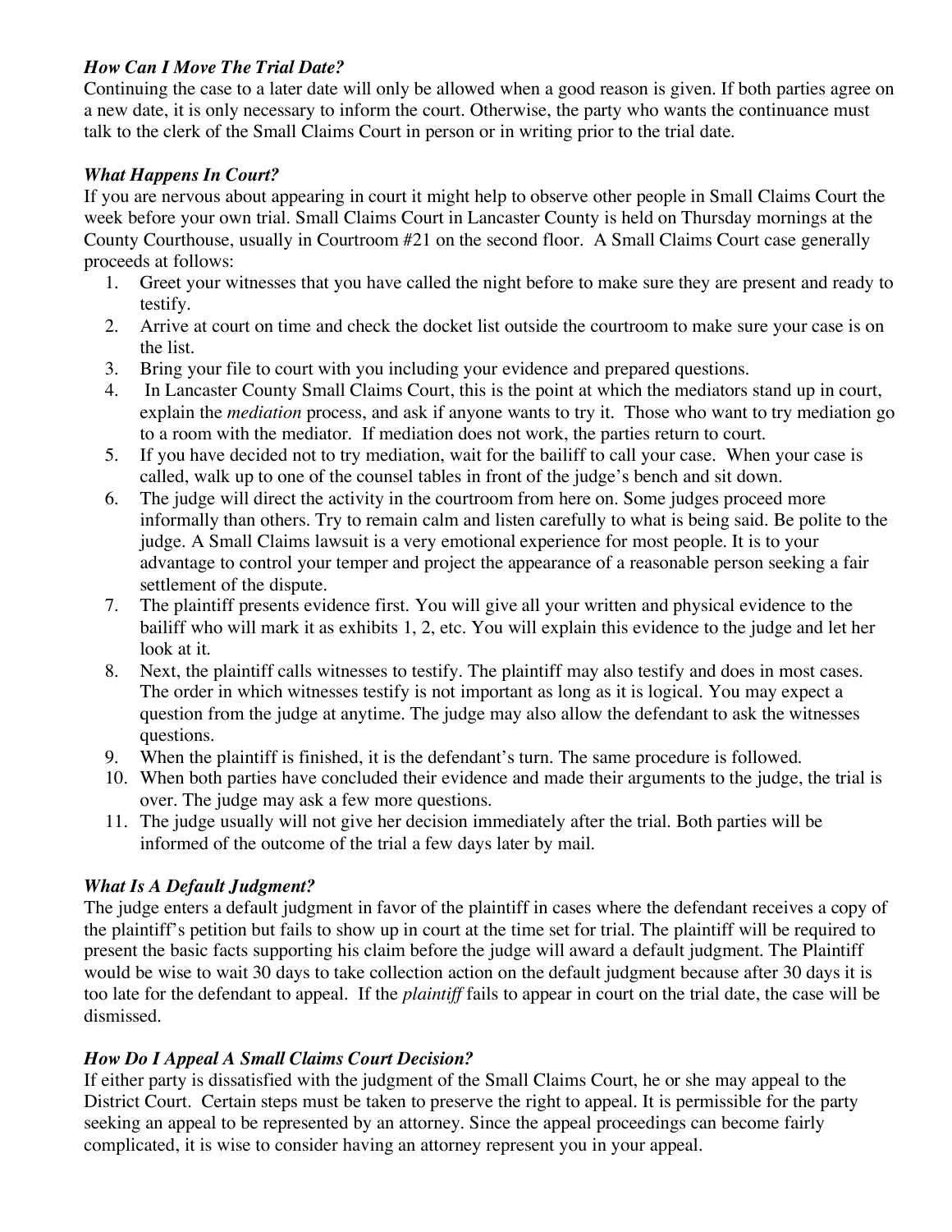### *How Can I Move The Trial Date?*

Continuing the case to a later date will only be allowed when a good reason is given. If both parties agree on a new date, it is only necessary to inform the court. Otherwise, the party who wants the continuance must talk to the clerk of the Small Claims Court in person or in writing prior to the trial date.

### *What Happens In Court?*

If you are nervous about appearing in court it might help to observe other people in Small Claims Court the week before your own trial. Small Claims Court in Lancaster County is held on Thursday mornings at the County Courthouse, usually in Courtroom #21 on the second floor. A Small Claims Court case generally proceeds at follows:

1. Greet your witnesses that you have called the night before to make sure they are present and ready to testify.
2. Arrive at court on time and check the docket list outside the courtroom to make sure your case is on the list.
3. Bring your file to court with you including your evidence and prepared questions.
4. In Lancaster County Small Claims Court, this is the point at which the mediators stand up in court, explain the *mediation* process, and ask if anyone wants to try it. Those who want to try mediation go to a room with the mediator. If mediation does not work, the parties return to court.
5. If you have decided not to try mediation, wait for the bailiff to call your case. When your case is called, walk up to one of the counsel tables in front of the judge's bench and sit down.
6. The judge will direct the activity in the courtroom from here on. Some judges proceed more informally than others. Try to remain calm and listen carefully to what is being said. Be polite to the judge. A Small Claims lawsuit is a very emotional experience for most people. It is to your advantage to control your temper and project the appearance of a reasonable person seeking a fair settlement of the dispute.
7. The plaintiff presents evidence first. You will give all your written and physical evidence to the bailiff who will mark it as exhibits 1, 2, etc. You will explain this evidence to the judge and let her look at it.
8. Next, the plaintiff calls witnesses to testify. The plaintiff may also testify and does in most cases. The order in which witnesses testify is not important as long as it is logical. You may expect a question from the judge at anytime. The judge may also allow the defendant to ask the witnesses questions.
9. When the plaintiff is finished, it is the defendant's turn. The same procedure is followed.
10. When both parties have concluded their evidence and made their arguments to the judge, the trial is over. The judge may ask a few more questions.
11. The judge usually will not give her decision immediately after the trial. Both parties will be informed of the outcome of the trial a few days later by mail.

### *What Is A Default Judgment?*

The judge enters a default judgment in favor of the plaintiff in cases where the defendant receives a copy of the plaintiff's petition but fails to show up in court at the time set for trial. The plaintiff will be required to present the basic facts supporting his claim before the judge will award a default judgment. The Plaintiff would be wise to wait 30 days to take collection action on the default judgment because after 30 days it is too late for the defendant to appeal. If the *plaintiff* fails to appear in court on the trial date, the case will be dismissed.

### *How Do I Appeal A Small Claims Court Decision?*

If either party is dissatisfied with the judgment of the Small Claims Court, he or she may appeal to the District Court. Certain steps must be taken to preserve the right to appeal. It is permissible for the party seeking an appeal to be represented by an attorney. Since the appeal proceedings can become fairly complicated, it is wise to consider having an attorney represent you in your appeal.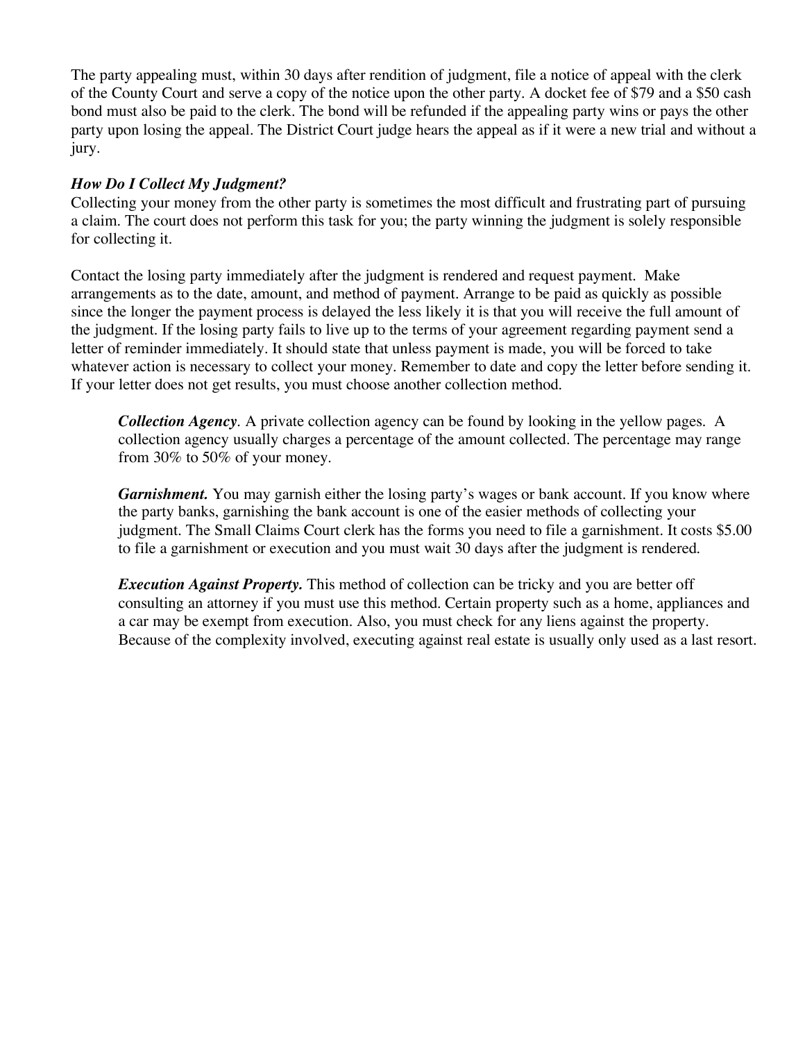The party appealing must, within 30 days after rendition of judgment, file a notice of appeal with the clerk of the County Court and serve a copy of the notice upon the other party. A docket fee of $79 and a $50 cash bond must also be paid to the clerk. The bond will be refunded if the appealing party wins or pays the other party upon losing the appeal. The District Court judge hears the appeal as if it were a new trial and without a jury.

***How Do I Collect My Judgment?***

Collecting your money from the other party is sometimes the most difficult and frustrating part of pursuing a claim. The court does not perform this task for you; the party winning the judgment is solely responsible for collecting it.

Contact the losing party immediately after the judgment is rendered and request payment. Make arrangements as to the date, amount, and method of payment. Arrange to be paid as quickly as possible since the longer the payment process is delayed the less likely it is that you will receive the full amount of the judgment. If the losing party fails to live up to the terms of your agreement regarding payment send a letter of reminder immediately. It should state that unless payment is made, you will be forced to take whatever action is necessary to collect your money. Remember to date and copy the letter before sending it. If your letter does not get results, you must choose another collection method.

> ***Collection Agency***. A private collection agency can be found by looking in the yellow pages. A collection agency usually charges a percentage of the amount collected. The percentage may range from 30% to 50% of your money.
>
> ***Garnishment.*** You may garnish either the losing party's wages or bank account. If you know where the party banks, garnishing the bank account is one of the easier methods of collecting your judgment. The Small Claims Court clerk has the forms you need to file a garnishment. It costs $5.00 to file a garnishment or execution and you must wait 30 days after the judgment is rendered.
>
> ***Execution Against Property.*** This method of collection can be tricky and you are better off consulting an attorney if you must use this method. Certain property such as a home, appliances and a car may be exempt from execution. Also, you must check for any liens against the property. Because of the complexity involved, executing against real estate is usually only used as a last resort.